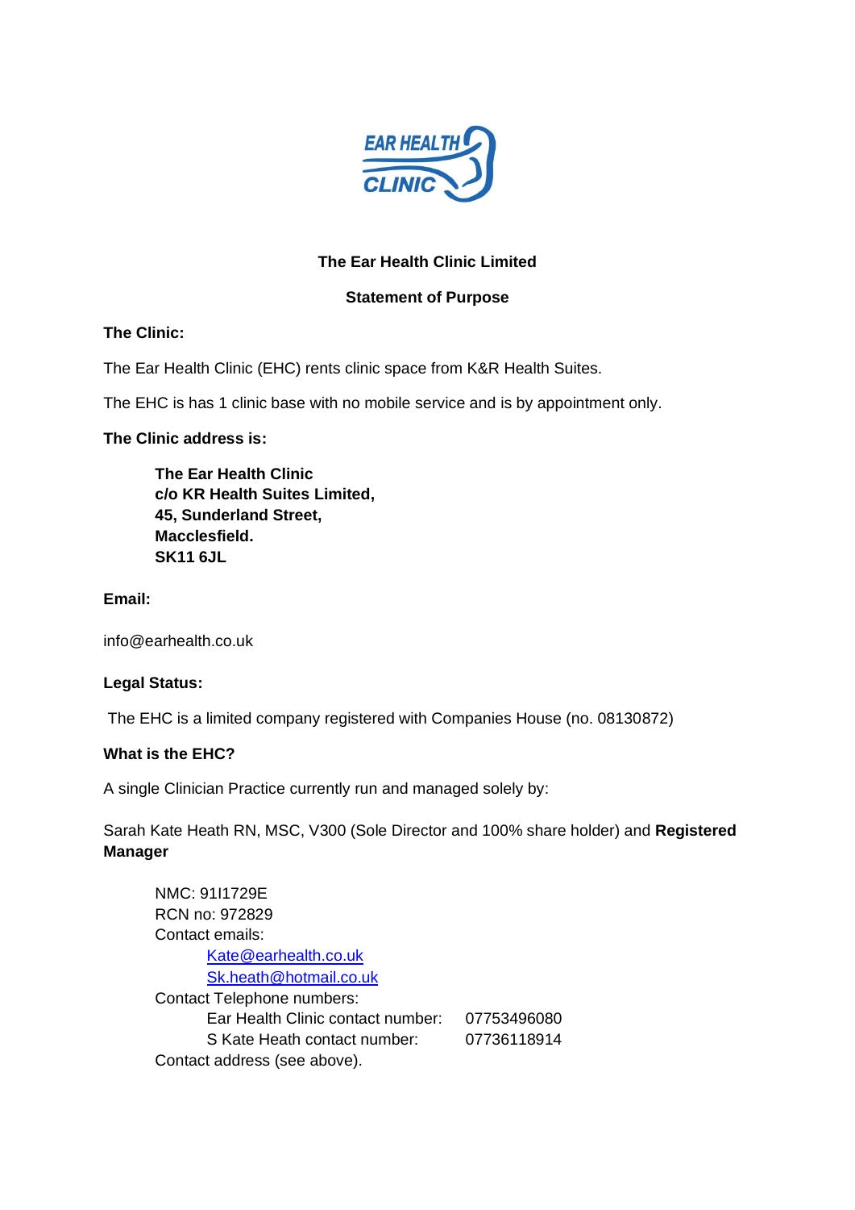EAR HEALTH CLINIC

**The Ear Health Clinic Limited**

**Statement of Purpose**

**The Clinic:**

The Ear Health Clinic (EHC) rents clinic space from K&R Health Suites.

The EHC is has 1 clinic base with no mobile service and is by appointment only.

**The Clinic address is:**

> **The Ear Health Clinic**
> **c/o KR Health Suites Limited,**
> **45, Sunderland Street,**
> **Macclesfield.**
> **SK11 6JL**

**Email:**

info@earhealth.co.uk

**Legal Status:**

The EHC is a limited company registered with Companies House (no. 08130872)

**What is the EHC?**

A single Clinician Practice currently run and managed solely by:

Sarah Kate Heath RN, MSC, V300 (Sole Director and 100% share holder) and **Registered Manager**

> NMC: 91I1729E
> RCN no: 972829
> Contact emails:
> - Kate@earhealth.co.uk
> - Sk.heath@hotmail.co.uk
>
> Contact Telephone numbers:
> - Ear Health Clinic contact number: 07753496080
> - S Kate Heath contact number: 07736118914
>
> Contact address (see above).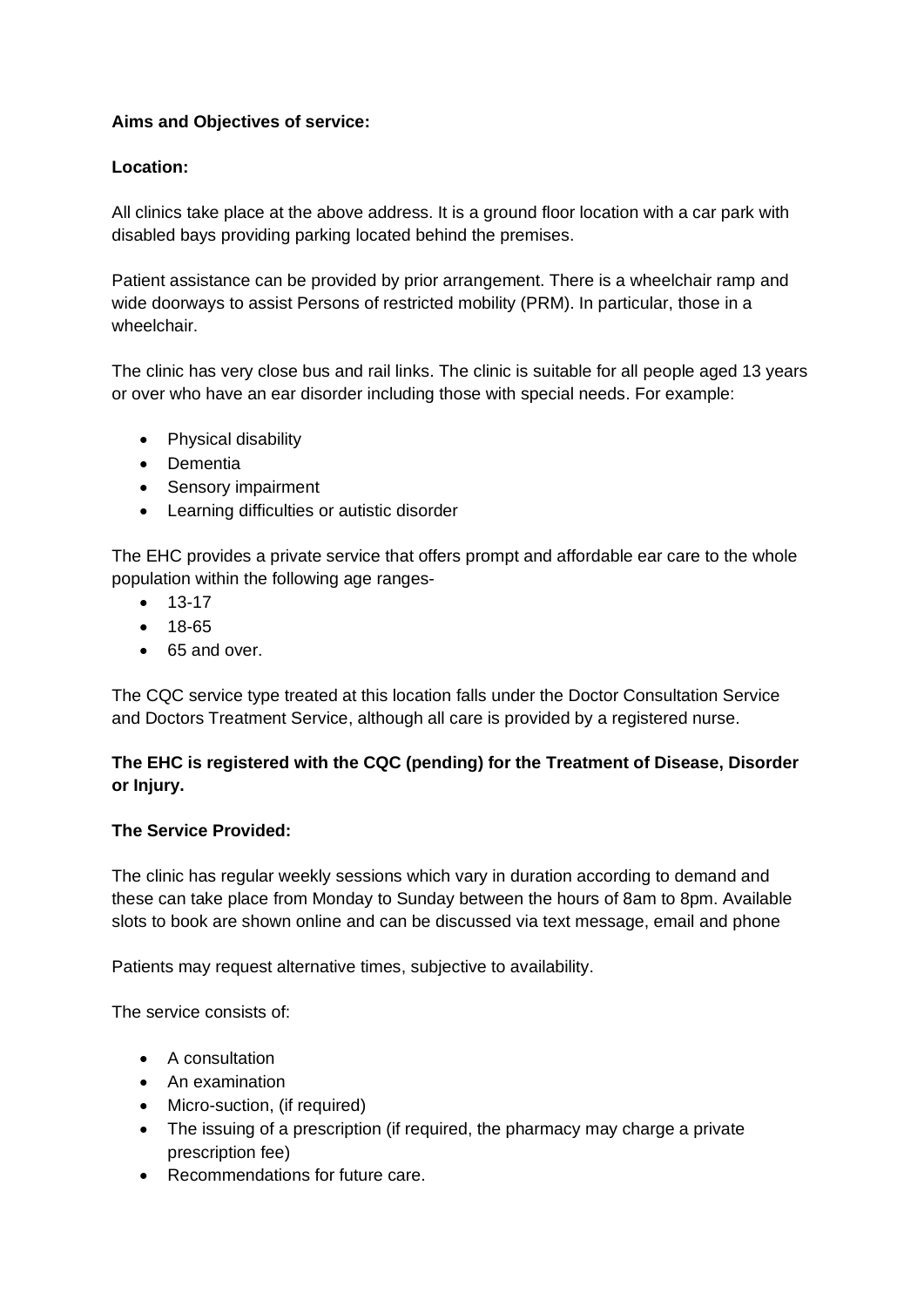**Aims and Objectives of service:**

**Location:**

All clinics take place at the above address. It is a ground floor location with a car park with disabled bays providing parking located behind the premises.

Patient assistance can be provided by prior arrangement. There is a wheelchair ramp and wide doorways to assist Persons of restricted mobility (PRM). In particular, those in a wheelchair.

The clinic has very close bus and rail links. The clinic is suitable for all people aged 13 years or over who have an ear disorder including those with special needs. For example:

- Physical disability
- Dementia
- Sensory impairment
- Learning difficulties or autistic disorder

The EHC provides a private service that offers prompt and affordable ear care to the whole population within the following age ranges-

- 13-17
- 18-65
- 65 and over.

The CQC service type treated at this location falls under the Doctor Consultation Service and Doctors Treatment Service, although all care is provided by a registered nurse.

**The EHC is registered with the CQC (pending) for the Treatment of Disease, Disorder or Injury.**

**The Service Provided:**

The clinic has regular weekly sessions which vary in duration according to demand and these can take place from Monday to Sunday between the hours of 8am to 8pm. Available slots to book are shown online and can be discussed via text message, email and phone

Patients may request alternative times, subjective to availability.

The service consists of:

- A consultation
- An examination
- Micro-suction, (if required)
- The issuing of a prescription (if required, the pharmacy may charge a private prescription fee)
- Recommendations for future care.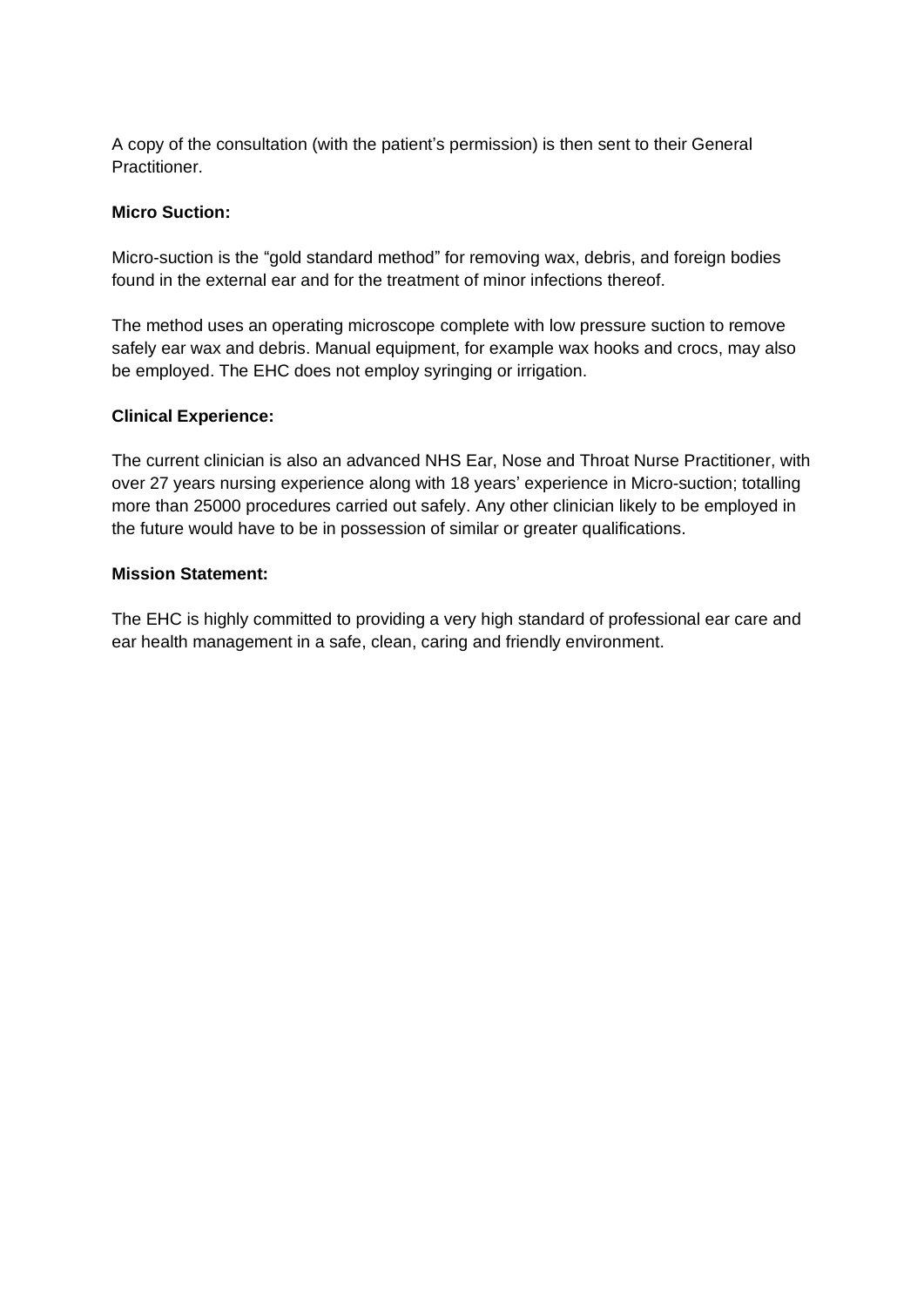A copy of the consultation (with the patient's permission) is then sent to their General Practitioner.

**Micro Suction:**

Micro-suction is the "gold standard method" for removing wax, debris, and foreign bodies found in the external ear and for the treatment of minor infections thereof.

The method uses an operating microscope complete with low pressure suction to remove safely ear wax and debris. Manual equipment, for example wax hooks and crocs, may also be employed. The EHC does not employ syringing or irrigation.

**Clinical Experience:**

The current clinician is also an advanced NHS Ear, Nose and Throat Nurse Practitioner, with over 27 years nursing experience along with 18 years' experience in Micro-suction; totalling more than 25000 procedures carried out safely. Any other clinician likely to be employed in the future would have to be in possession of similar or greater qualifications.

**Mission Statement:**

The EHC is highly committed to providing a very high standard of professional ear care and ear health management in a safe, clean, caring and friendly environment.